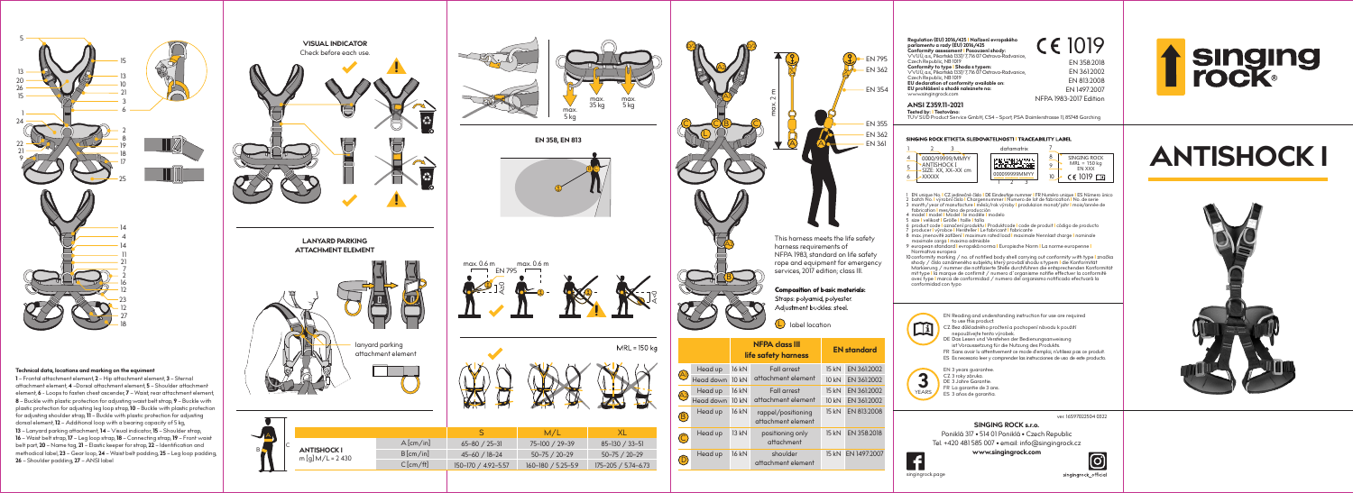**Technical data, locations and marking on the equipment**

1 – Frontal attachment element, 2 – Hip attachment element, 3 – Sternal attachment element, 4 – Dorsal attachment element, 5 – Shoulder attachment element, 6 – Loops to fasten chest ascender, 7 – Waist, rear attachment element, 8 – Buckle with plastic protection for adjusting waist belt strap, 9 – Buckle with plastic protection for adjusting leg loop strap, 10 – Buckle with plastic protection for adjusting shoulder strap, 11 – Buckle with plastic protection for adjusting dorsal element, 12 – Additional loop with a bearing capacity of 5 kg, 13 – Lanyard parking attachment, 14 – Visual indicator, 15 – Shoulder strap, 16 – Waist belt strap, 17 – Leg loop strap, 18 – Connecting strap, 19 – Front waist belt part, 20 – Name tag, 21 – Elastic keeper for strap, 22 – Identification and methodical label, 23 – Gear loop, 24 – Waist belt padding, 25 – Leg loop padding, 26 – Shoulder padding, 27 – ANSI label

**VISUAL INDICATOR**
Check before each use.

**LANYARD PARKING ATTACHMENT ELEMENT**

lanyard parking attachment element

| | | S | M/L | XL |
|---|---|---|---|---|
| **ANTISHOCK I** m [g] M/L = 2 430 | A [cm/in] | 65–80 / 25–31 | 75–100 / 29–39 | 85–130 / 33–51 |
| | B [cm/in] | 45–60 / 18–24 | 50–75 / 20–29 | 50–75 / 20–29 |
| | C [cm/ft] | 150–170 / 4.92–5.57 | 160–180 / 5.25–5.9 | 175–205 / 5.74–6.73 |

max. 5 kg  max. 35 kg  max. 5 kg

**EN 358, EN 813**

max. 0.6 m  EN 795  max. 0.6 m

MRL = 150 kg

max. 2 m

EN 795, EN 362, EN 354, EN 355, EN 362, EN 361

This harness meets the life safety harness requirements of NFPA 1983, standard on life safety rope and equipment for emergency services, 2017 edition, class III.

**Composition of basic materials:**
Straps: polyamid, polyester.
Adjustment buckles: steel.

(L) label location

| | | NFPA class III life safety harness | | EN standard | |
|---|---|---|---|---|---|
| A | Head up | 16 kN | Fall arrest attachment element | 15 kN | EN 361:2002 |
| | Head down | 10 kN | | 10 kN | EN 361:2002 |
| A | Head up | 16 kN | Fall arrest attachment element | 15 kN | EN 361:2002 |
| | Head down | 10 kN | | 10 kN | EN 361:2002 |
| B | Head up | 16 kN | rappel/positioning attachment element | 15 kN | EN 813:2008 |
| C | Head up | 13 kN | positioning only attachment | 15 kN | EN 358:2018 |
| D | Head up | 16 kN | shoulder attachment element | 15 kN | EN 1497:2007 |

**Regulation (EU) 2016/425 | Nařízení evropského parlamentu a rady (EU) 2016/425**
**Conformity assessment | Posouzení shody:**
VVUÚ, a.s., Pikartská 1337/7, 716 07 Ostrava-Radvanice, Czech Republic, NB 1019
**Conformity to type | Shoda s typem:**
VVUÚ, a.s., Pikartská 1337/7, 716 07 Ostrava-Radvanice, Czech Republic, NB 1019
**EU declaration of conformity available on: EU prohlášení o shodě naleznete na:**
www.singingrock.com

CE 1019
EN 358:2018
EN 361:2002
EN 813:2008
EN 1497:2007
NFPA 1983-2017 Edition

**ANSI Z359.11-2021**
**Tested by: | Testováno:**
TÜV SÜD Product Service GmbH, CS4 – Sport, PSA Daimlerstrasse 11, 85748 Garching

**SINGING ROCK ETIKETA SLEDOVATELNOSTI | TRACEABILITY LABEL**

0000/99999/MMYY
ANTISHOCK I
SIZE: XX, XX–XX cm
XXXXX
datamatrix
0000/99999MMYY
SINGING ROCK
MRL = 150 kg
EN XXX
CE 1019

1 EN unique No. | CZ jedinečné číslo | DE Eindeutige nummer | FR Numéro unique | ES Número único
2 batch No. | výrobní číslo | Chargennummer | Numero de lot de fabrication | No. de serie
3 month/year of manufacture | měsíc/rok výroby | produktion monat/jahr | mois/année de fabrication | mes/ano de producción
4 model | model | Model | le modèle | modelo
5 size | velikost | Größe | taille | talla
6 product code | označení produktu | Produktcode | code de produit | código de producto
7 producer | výrobce | Hersteller | Le fabricant | fabricante
8 max. jmenovitě zatížení | maximum rated load | maximale Nennlast charge | nominale maximale carga | máxima admisible
9 european standard | evropská norma | Europäische Norm | La norme europeenne | Normativa europea
10 conformity marking / no. of notified body shell carrying out conformity with type | značka shody / číslo oznámeného subjektu, který provádí shodu s typem | die Konformität Markierung / nummer die notifizierte Stelle durchführen die entsprechenden Konformität mit type | la marque de confirmit / numero d' organisme notifié effectuer la conformité avec type | marca de conformidad / numero del organismo notificado efectuará la conformidad con typo

EN Reading and understanding instruction for use are required to use this product.
CZ Bez důkladného pročtení a pochopení návodu k použití nepoužívejte tento výrobek.
DE Das Lesen und Verstehen der Bedienungsanweisung ist Voraussetzung für die Nutzung des Produkts.
FR Sans avoir lu attentivement ce mode d'emploi, n'utilisez pas ce produit.
ES Es necesario leer y comprender las instrucciones de uso de este producto.

EN 3 years guarantee.
CZ 3 roky záruka.
DE 3 Jahre Garantie.
FR La garantie de 3 ans.
ES 3 años de garantía.

ver. 16597022504 0022

**SINGING ROCK s.r.o.**
Poniklá 317 • 514 01 Poniklá • Czech Republic
Tel. +420 481 585 007 • email: info@singingrock.cz
**www.singingrock.com**

singingrock.page
singingrock_official

# ANTISHOCK I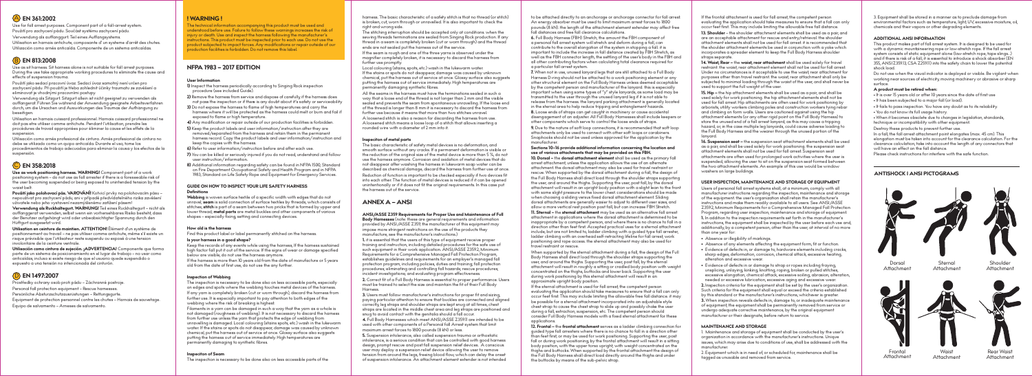## Ⓐ EN 361:2002

Use for fall arrest purposes. Component part of a fall-arrest system.
Použití pro zachycení pádu. Součást systému zachycení pádu.
Verwendung als auffanggurt Teil eines Auffangsystems.
Utilisation en harnais antichute, composante d'un système d'arrêt des chutes.
Utilización como arnés anticaída. Componente de un sistema anticaídas.

## Ⓑ EN 813:2008

Use as sit harness. Sit harness alone is not suitable for fall arrest purposes. During the use take appropriate working procedures to eliminate the cause and effects of suspension trauma.

Použití jako sedací prsaový úvaz. Sedací úvaz samotný není určen pro zachycení pádu. Při použití je třeba schoddnit účinky traumatu ze zavěšení a eliminovat je vhodnými pracovními postupy.

Verwendung als Sitzgurt Sitzgurt allein ist nicht geeignet zu verwenden als auffanggurt. Führen Sie während der Anwendung geeignete Arbeitsverfahren durch, um die Ursachen und Auswirkungen des Traumas der Aufhängung zu beseitigen.

Utilisation en harnais cuissard professionnel. Harnais cuissard professionnel ne doit pas etre utiliser comme antichute. Pendant l'utilisation, prendre les procédures de travail appropriées pour éliminer la cause et les effets de la suspension.

Utilización como arnés profesional de cintura. Arnés profesional de cintura no debe se utilizado como un equipo anticaída. Durante el uso, tome los procedimientos de trabajo adecuados para eliminar la causa y los efectos de la suspensión.

## Ⓒ EN 358:2018

**Use as work positioning harness. WARNING!** Component part of a work positioning system – do not use as fall arrester if there is a foreseeable risk of the user becoming suspended or being exposed to unintended tension by the waist belt.

**Použití jako polohovací pás. VAROVÁNÍ!** Kotvicí prvky na polohovacím pásu – nepoužívat pro zachycení pádu, ani v případě předvídatelného rizika zavěšení uživatele nebo jeho vystavení nezamýšlenému zatížení pásem!

**Verwendung als Rückhaltegurt. WARNUNG!** Teil eines Rückhaltegurt – nicht als auffanggerat verwenden, selbst wenn ein vorhersehbares Risiko besteht, dass der Benutzer aufgehängt wird oder unbeabsichtigter Spannung durch den Hüftgurt ausgesetzt wird.

**Utilisation en ceinture de maintien. ATTENTION!** Élément d'un système de positionnement au travail – ne pas utiliser comme antichute, même s'il existe un risque prévisible que l'utilisateur reste suspendu ou exposé à une tension involontaire de la ceinture ventrale.

**Utilización como cinturón de sujeción. ¡ADVERTENCIA!** Componente que forma parte de un sistema de posicionamiento en el lugar de trabajo – no usar como anticaídas, incluso si existe riesgo de que el usuario quede suspendido o expuesto a una tensión no intencionada del cinturón.

## Ⓓ EN 1497:2007

Prostředky ochrany osob proti pádu – Záchranné postroje.
Personal fall protection equipment – Rescue harnesses.
Persönliche Absturzschutzausrüstungen – Rettungsgurte.
Equipement de protection personnel contre les chutes – Harnais de sauvetage.
Equipo de salvamento – Arneses de salvamento.

## ! WARNING !

The technical information accompanying the product must be used and understood before use. Failure to follow these warnings increases the risk of injury or death. Use and inspect the harness following the manufacturer's instructions. The product must be inspected prior to each use. Do not use the product subjected to impact forces. Any modifications or repair outside of our production facilities is forbidden. Do not remove this label.

## NFPA 1983 – 2017 EDITION

### User information

1) Inspect the harness periodically according to Singing Rock inspection procedure (see included Guide).
2) Remove the harness from service and dispose of carefully if the harness does not pass the inspection or if there is any doubt about it's safety or serviceability.
3) Do not expose the harness to flame of high temperatures and carry the harness where it will be protected from the elements which could melt or burn and fail if exposed to flame or high temperature.
4) Any modification or repair outside of our production facilities is forbidden.
5) Keep the product labels and user information/instruction after they are removed/separated from the harness and retain them in the permanent harness record. Copy the product labels and user information/instruction and keep the copies with the harness.
6) Refer to user information/instruction before and after each use.
7) You can be killed or seriously injured if you do not read, understand and follow user instruction/information.
8) Additional information regarding safety can be found in NFPA 1500, Standard on Fire Department Occupational Safety and Health Program and in NFPA 1983, Standard on Life Safety Rope and Equipment for Emergency Services.

### GUIDE ON HOW TO INSPECT YOUR LIFE SAFETY HARNESS

#### Definitions

**Webbing** is woven surface textile of a specific width with edges that do not unravel, **seam** is solid connection of surface textiles by threads, which consists of stitches, **stitch** is part of a seam between two pricks that is formed by upper and lower thread, **metal parts** are metal buckles and other components of various shapes – especially fixing, setting and connecting devices.

#### How old is the harness

Find this product label or label permanently stitched on the harness.

#### Is your harness in a good shape?

Keep the records of any events while using the harness; If the harness sustained high factor fall put it out of the service. If the signs of wear or damage specified below are visible, do not use the harness anymore.

If the harness is more than 10 years old from the date of manufacture or 5 years old from the date of first use, do not use the any further.

#### Inspection of Webbing

The inspection is necessary to be done also on less accessible parts, especially on edges and spots where the webbing touches metal devices of the harness. If any yarn is completely broken (cut or worn through), discard the harness from further use. It is especially important to pay attention to both edges of the webbing where the risk of breaking is highest.

Filaments in a yarn can be damaged in such a way that the yarn as a whole is not damaged (roughness of webbing). It is not necessary to discard the harness from further use unless the yarn that protects the edge of webbing from unravelling is damaged. Local colouring (stains spots, etc.) wash in the lukewarm water. If the stains or spots do not disappear, damage was caused by unknown chemical, put the harness out of service at once. Glossy surface also suggests putting the harness out of service immediately. High temperatures are permanently damaging to synthetic fibres.

#### Inspection of Seam

The inspection is necessary to be done also on less accessible parts of the harness. The basic characteristic of a safety stitch is that no thread (or stitch) is broken, cut, worn through or unravelled. It is also important to check the right and wrong side.

The stitching interruption should be accepted only at conditions, when the sewing threads terminations are sealed from fraying (thick production). If any thread in a seam is completely broken (cut or worn through) and the thread ends are not sealed put the harness out of the service.

If the seam is rough and one of the three yarns is observed under the magnifier completely broken, it is necessary to discard the harness from further use promptly.

Local colouring (stains, spots etc.) wash in the lukewarm water. If the stains or spots do not disappear, damage was caused by unknown chemical, put the harness out of service at once. Glossy surface also suggests putting the harness out of service immediately. High temperatures are permanently damaging synthetic fibres.

All the seams in the harness must have the terminations sealed in such a way that a loose end of the thread is not longer than 2 mm and the visible sealed end prevents the seam from spontaneous unravelling. If the loose end of the thread is longer than 8 mm it is necessary to discard the harness from further use because it means that more than two stitches unravel.

A loosened stitch is also a reason for discarding the harness from use. A loosened stitch means a loose loop of a stitch that allows inserting a rounded wire with a diameter of 2 mm into it.

#### Inspection of metal parts

The basic characteristic of safety metal devices is no deformation, and smooth surface without any cracks. If a permanent deformation is visible or the reduction of the original size of the metal device is more than 5 %, do not use the harness anymore. Corrosion and oxidation of metal devices that do not disappear after washing the harness in lukewarm soap water can be described as chemical damage, discard the harness from further use. Reduction of function is important to be checked especially if two devices fit into each other. The function of metal devices is reduced if it can be opened unintentionally or if it does not fit the original requirements. In this case put the harness out of the service.

## ANNEX A – ANSI

**ANSI/ASSE Z359 Requirements for Proper Use and Maintenance of Full Body Harnesses:** NOTE: these are general requirements and information provided by ANSI/ASSE Z359; the manufacturer of this equipment may impose more stringent restrictions on the use of the products they manufacture, see the manufacturer's instructions.)

**1.** It is essential that the users of this type of equipment receive proper training and instruction, including detailed procedures for the safe use of such equipment in their work application. ANSI/ASSE Z359.2, Minimum Requirements for a Comprehensive Managed Fall Protection Program, establishes guidelines and requirements for an employer's managed fall protection program, including policies, duties and training; fall protection procedures; eliminating and controlling fall hazards; rescue procedures; incident investigations; and evaluating program effectiveness.

**2.** Correct fit of a Full Body Harness is essential to proper performance. Users must be trained to select the size and maintain the fit of their Full Body Harness.

**3.** Users must follow manufacturer's instructions for proper fit and sizing, paying particular attention to ensure that buckles are connected and aligned correctly, leg straps and shoulder straps are kept snug at all times, chest straps are located in the middle chest area and leg straps are positioned and snug to avoid contact with the genitalia should a fall occur.

**4.** Full Body Harnesses which meet ANSI/ASSE Z359.11 are intended to be used with other components of a Personal Fall Arrest system that limit maximum arrest forces to 1800 pounds (8 kN) or less.

**5.** Suspension intolerance, also called suspension trauma or orthostatic intolerance, is a serious condition that can be controlled with good harness design, prompt rescue and post fall suspension relief devices. A conscious user may deploy a suspension relief device allowing the user to remove tension from around the legs, freeing blood flow, which can delay the onset of suspension intolerance. An attachment element extender is not intended to be attached directly to an anchorage or anchorage connector for fall arrest. An energy absorber must be used to limit maximum arrest forces to 1800 pounds (8 kN). The length of the attachment element extender may affect free fall distances and free fall clearance calculations.

**6.** Full Body Harness (FBH) Stretch, the amount the FBH component of a personal fall arrest system will stretch and deform during a fall, can contribute to the overall elongation of the system in stopping a fall. It is important to include the increase in fall distance created by FBH Stretch, as well as the FBH connector length, the settling of the user's body in the FBH and all other contributing factors when calculating total clearance required for a particular fall arrest system.

**7.** When not in use, unused lanyard legs that are still attached to a Full Body Harness D-ring should not be attached to a work positioning element or any other structural element on the Full Body Harness unless deemed acceptable by the competent person and manufacturer of the lanyard. this is especially important when using some types of "Y" style lanyards, as some load may be transmitted to the user through the unused lanyard leg if it is not able to release from the harness. the lanyard parking attachment is generally located in the sternal area to help reduce tripping and entanglement hazards.

**8.** Loose ends of straps can get caught in machinery or cause accidental disengagement of an adjuster. All Full Body Harnesses shall include keepers or other components which serve to control the loose ends of straps.

**9.** Due to the nature of soft loop connections, it is recommended that soft loop attachments only be used to connect with other soft loops or carabiners. Snaphooks should not be used unless approved for the application by the manufacturer.

**Sections 10-16 provide additional information concerning the location and use of various attachments that may be provided on this FBH.**

**10. Dorsal – the dorsal attachment element** shall be used as the primary fall arrest attachment, unless the application allows the use of an alternate attachment. the dorsal attachment may also be used for travel restraint or rescue. When supported by the dorsal attachment during a fall, the design of the Full Body Harness shall direct load through the shoulder straps supporting the user, and around the thighs. Supporting the user, post fall, by the dorsal attachment will result in an upright body position with a slight lean to the front with some slight pressure to the lower chest. consideration should be made when choosing a sliding versus fixed dorsal attachment element. Sliding dorsal attachments are generally easier to adjust to different user sizes, and allow a more vertical and positive post fall, but can increase FBH Stretch.

**11. Sternal – the sternal attachment** may be used as an alternative fall arrest attachment in applications where the dorsal attachment is determined to be inappropriate by a competent person, and where there is no chance to fall in a direction other than feet first. Accepted practical uses for a sternal attachment include, but are not limited to, ladder climbing with a guided type fall arrester, ladder climbing with an overhead self-retracting lifeline for fall arrest, work positioning and rope access. the sternal attachment may also be used for travel restraint or rescue.

When supported by the sternal attachment during a fall, the design of the Full Body Harness shall direct load through the shoulder straps supporting the user, and around the thighs. Supporting the user, post fall, by the sternal attachment will result in roughly a sitting or crafted body position with weight concentrated on the thighs, buttocks and lower back. Supporting the user during work positioning by the sternal attachment will result in an approximate upright body position.

If the sternal attachment is used for fall arrest, the competent person evaluating the application should take measures to ensure that a fall can only occur feet first. This may include limiting the allowable free fall distance. it may be possible for a sternal attachment incorporated into an adjustable style chest strap to cause the chest strap to slide up and possibly choke the user during a fall, extraction, suspension, etc. The competent person should consider Full Body Harness models with a fixed sternal attachment for these applications.

**12. Frontal – the frontal attachment** serves as a ladder climbing connection for guided type fall arresters where there is no chance to fall in a direction other than feet first, or may be used for work positioning. Supporting the user, post fall or during work positioning, by the frontal attachment will result in a sitting body position, with the upper torso upright, with weight concentrated on the thighs and buttocks. When supported by the frontal attachment the design of the Full Body Harness shall direct load directly around the thighs and under the buttocks by means of the sub-pelvic strap.

If the frontal attachment is used for fall arrest, the competent person evaluating the application should take measures to ensure that a fall can only occur feet first. This may include limiting the allowable free fall distance.

**13. Shoulder –** the shoulder attachment elements shall be used as a pair, and are an acceptable attachment for rescue and entry/retrieval. the shoulder attachment elements shall not be used for fall arrest. it is recommended that the shoulder attachment elements be used in conjunction with a yoke which incorporates a spreader element to keep the Full Body Harness shoulder straps separate.

**14. Waist, Rear – the waist, rear attachment** shall be used solely for travel restraint. the waist, rear attachment element shall not be used for fall arrest. Under no circumstances is it acceptable to use the waist, rear attachment for purposes other than travel restraint. the waist, rear attachment shall only be subjected to minimal loading through the waist of the user, and shall never be used to support the full weight of the user.

**15. Hip –** the hip attachment elements shall be used as a pair, and shall be used solely for work positioning. the hip attachment elements shall not be used for fall arrest. Hip attachments are often used for work positioning by arborists, utility workers climbing poles and construction workers tying rebar and climbing on form walls. Users are cautioned against using the hip attachment elements (or any other rigid point on the Full Body Harness) to store the unused end of a fall arrest lanyard, as this may cause a tripping hazard, or, in the case multiple leg lanyards, could cause adverse loading to the Full Body Harness and the wearer through the unused portion of the lanyard.

**16. Suspension seat –** the suspension seat attachment elements shall be used as a pair, and shall be used solely for work positioning. the suspension seat attachment elements shall not be used for fall arrest. Suspension seat attachments are often used for prolonged work activities where the user is suspended, allowing the user to sit on the suspension seat formed between the two attachment elements. An example of this use would be window washers on large buildings.

### USER INSPECTION, MAINTENANCE AND STORAGE OF EQUIPMENT

Users of personal fall arrest systems shall, at a minimum, comply with all manufacturer instructions regarding the inspection, maintenance and storage of the equipment. the user's organization shall retain the manufacturer's instructions and make them readily available to all users. See ANSI/ASSE Z359.2, Minimum Requirements for a Comprehensive Managed Fall Protection Program, regarding user inspection, maintenance and storage of equipment.

**1.** In addition to the inspection requirements set forth in the manufacturer's instructions, the equipment shall be inspected by the user before each use and, additionally, by a competent person, other than the user, at interval of no more than one year for:

- Absence or illegibility of markings.
- Absence of any elements affecting the equipment form, fit or function.
- Evidence of defects in, or damage to, hardware elements including cracks, sharp edges, deformation, corrosion, chemical attack, excessive heating, alteration and excessive wear.
- Evidence of defects in or damage to strap or ropes including fraying, unsplicing, unlaying, kinking, knotting, roping, broken or pulled stitches, excessive elongation, chemical attack, excessive soiling, abrasion, alteration, needed or excessive lubrication, excessive aging and excessive wear.

**2.** Inspection criteria for the equipment shall be set by the user's organization. Such criteria for the equipment shall equal or exceed the criteria established by this standard or the manufacturer's instructions, whichever is greater.

**3.** When inspection reveals defects in, damage to, or inadequate maintenance of equipment, the equipment shall be permanently removed from service or undergo adequate corrective maintenance, by the original equipment manufacturer or their designate, before return to service.

### MAINTENANCE AND STORAGE

1. Maintenance and storage of equipment shall be conducted by the user's organization in accordance with the manufacturer's instructions. Unique issues, which may arise due to conditions of use, shall be addressed with the manufacturer.

2. Equipment which is in need of, or scheduled for, maintenance shall be tagged as unusable and removed from service.

3. Equipment shall be stored in a manner as to preclude damage from environmental factors such as temperature, light, UV, excessive moisture, oil, chemicals and their vapors or other degrading elements.

### ADDITIONAL ANSI INFORMATION

This product makes part of fall arrest system. It is designed to be used for with a dynamic maintenance rope or low-stretch rope. If the fall arrest system consists of static equipment alone (low-stretch rope, tape slings...) and if there is risk of a fall, it is essential to introduce a shock absorber (EN 355, ANSI Z359.13, CSA Z259.11) into the safety chain to lower the potential shock load.

Do not use when the visual indicator is deployed or visible. Be vigilant when working near sources of electricity, moving machinery or abrasive or sharp surface.

#### A product must be retired when:

- It is over 15 years old or after 10 years since the date of first use
- It has been subjected to a major fall (or load).
- It fails to pass inspection. You have any doubt as to its reliability.
- You do not know its full usage history.
- When it becomes obsolete due to changes in legislation, standards, technique or incompatibility with other equipment.

Destroy these products to prevent further use.

In a fall, the fall arrest attachment point elongates (max. 45 cm). This elongation must be taken into account for the clearance calculation. For the clearance calculation, take into account the length of any connectors that will have an effect on the fall distance.

Please check instructions for interference with the safe function.

### ANTISHOCK I ANSI PICTOGRAMS

Dorsal Attachment
Sternal Attachment
Shoulder Attachment
Frontal Attachment
Waist Attachment
Rear Waist Attachment